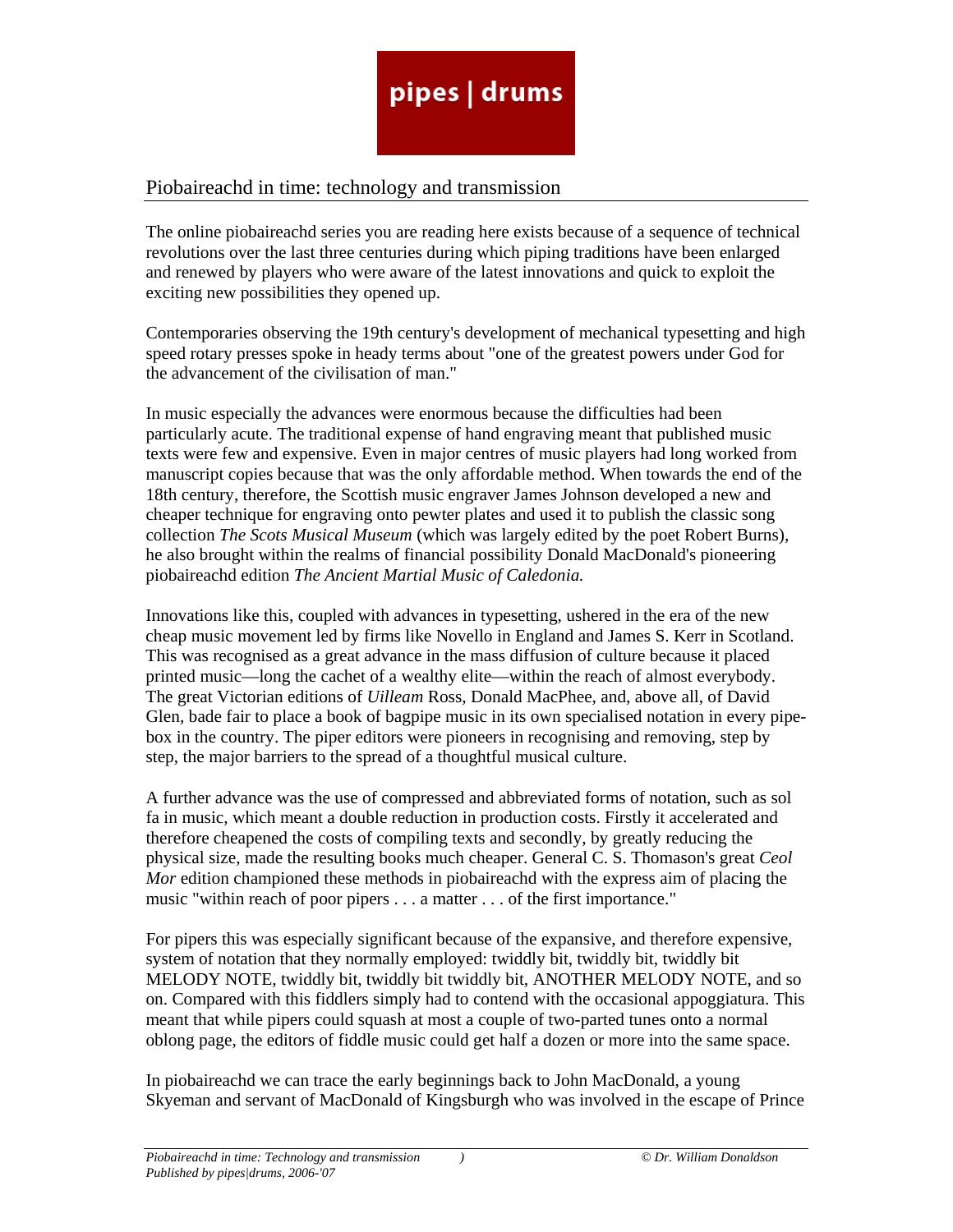pipes | drums

# Piobaireachd in time: technology and transmission

The online piobaireachd series you are reading here exists because of a sequence of technical revolutions over the last three centuries during which piping traditions have been enlarged and renewed by players who were aware of the latest innovations and quick to exploit the exciting new possibilities they opened up.

Contemporaries observing the 19th century's development of mechanical typesetting and high speed rotary presses spoke in heady terms about "one of the greatest powers under God for the advancement of the civilisation of man."

In music especially the advances were enormous because the difficulties had been particularly acute. The traditional expense of hand engraving meant that published music texts were few and expensive. Even in major centres of music players had long worked from manuscript copies because that was the only affordable method. When towards the end of the 18th century, therefore, the Scottish music engraver James Johnson developed a new and cheaper technique for engraving onto pewter plates and used it to publish the classic song collection *The Scots Musical Museum* (which was largely edited by the poet Robert Burns), he also brought within the realms of financial possibility Donald MacDonald's pioneering piobaireachd edition *The Ancient Martial Music of Caledonia.*

Innovations like this, coupled with advances in typesetting, ushered in the era of the new cheap music movement led by firms like Novello in England and James S. Kerr in Scotland. This was recognised as a great advance in the mass diffusion of culture because it placed printed music—long the cachet of a wealthy elite—within the reach of almost everybody. The great Victorian editions of *Uilleam* Ross, Donald MacPhee, and, above all, of David Glen, bade fair to place a book of bagpipe music in its own specialised notation in every pipe-box in the country. The piper editors were pioneers in recognising and removing, step by step, the major barriers to the spread of a thoughtful musical culture.

A further advance was the use of compressed and abbreviated forms of notation, such as sol fa in music, which meant a double reduction in production costs. Firstly it accelerated and therefore cheapened the costs of compiling texts and secondly, by greatly reducing the physical size, made the resulting books much cheaper. General C. S. Thomason's great *Ceol Mor* edition championed these methods in piobaireachd with the express aim of placing the music "within reach of poor pipers . . . a matter . . . of the first importance."

For pipers this was especially significant because of the expansive, and therefore expensive, system of notation that they normally employed: twiddly bit, twiddly bit, twiddly bit MELODY NOTE, twiddly bit, twiddly bit twiddly bit, ANOTHER MELODY NOTE, and so on. Compared with this fiddlers simply had to contend with the occasional appoggiatura. This meant that while pipers could squash at most a couple of two-parted tunes onto a normal oblong page, the editors of fiddle music could get half a dozen or more into the same space.

In piobaireachd we can trace the early beginnings back to John MacDonald, a young Skyeman and servant of MacDonald of Kingsburgh who was involved in the escape of Prince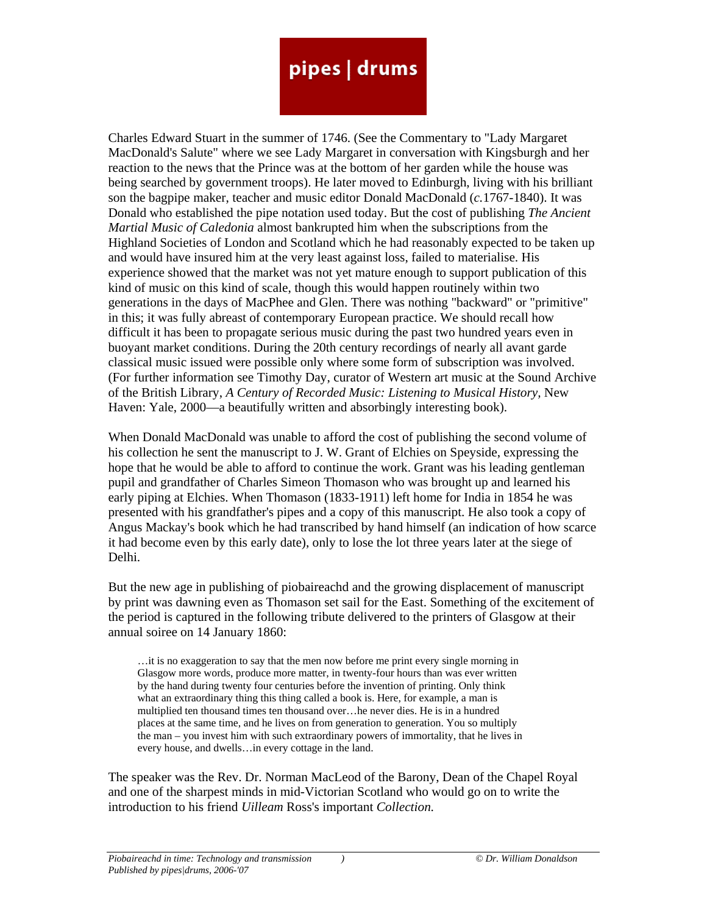Charles Edward Stuart in the summer of 1746. (See the Commentary to "Lady Margaret MacDonald's Salute" where we see Lady Margaret in conversation with Kingsburgh and her reaction to the news that the Prince was at the bottom of her garden while the house was being searched by government troops). He later moved to Edinburgh, living with his brilliant son the bagpipe maker, teacher and music editor Donald MacDonald (*c.*1767-1840). It was Donald who established the pipe notation used today. But the cost of publishing *The Ancient Martial Music of Caledonia* almost bankrupted him when the subscriptions from the Highland Societies of London and Scotland which he had reasonably expected to be taken up and would have insured him at the very least against loss, failed to materialise. His experience showed that the market was not yet mature enough to support publication of this kind of music on this kind of scale, though this would happen routinely within two generations in the days of MacPhee and Glen. There was nothing "backward" or "primitive" in this; it was fully abreast of contemporary European practice. We should recall how difficult it has been to propagate serious music during the past two hundred years even in buoyant market conditions. During the 20th century recordings of nearly all avant garde classical music issued were possible only where some form of subscription was involved. (For further information see Timothy Day, curator of Western art music at the Sound Archive of the British Library, *A Century of Recorded Music: Listening to Musical History*, New Haven: Yale, 2000—a beautifully written and absorbingly interesting book).

When Donald MacDonald was unable to afford the cost of publishing the second volume of his collection he sent the manuscript to J. W. Grant of Elchies on Speyside, expressing the hope that he would be able to afford to continue the work. Grant was his leading gentleman pupil and grandfather of Charles Simeon Thomason who was brought up and learned his early piping at Elchies. When Thomason (1833-1911) left home for India in 1854 he was presented with his grandfather's pipes and a copy of this manuscript. He also took a copy of Angus Mackay's book which he had transcribed by hand himself (an indication of how scarce it had become even by this early date), only to lose the lot three years later at the siege of Delhi.

But the new age in publishing of piobaireachd and the growing displacement of manuscript by print was dawning even as Thomason set sail for the East. Something of the excitement of the period is captured in the following tribute delivered to the printers of Glasgow at their annual soiree on 14 January 1860:

> …it is no exaggeration to say that the men now before me print every single morning in Glasgow more words, produce more matter, in twenty-four hours than was ever written by the hand during twenty four centuries before the invention of printing. Only think what an extraordinary thing this thing called a book is. Here, for example, a man is multiplied ten thousand times ten thousand over…he never dies. He is in a hundred places at the same time, and he lives on from generation to generation. You so multiply the man – you invest him with such extraordinary powers of immortality, that he lives in every house, and dwells…in every cottage in the land.

The speaker was the Rev. Dr. Norman MacLeod of the Barony, Dean of the Chapel Royal and one of the sharpest minds in mid-Victorian Scotland who would go on to write the introduction to his friend *Uilleam* Ross's important *Collection.*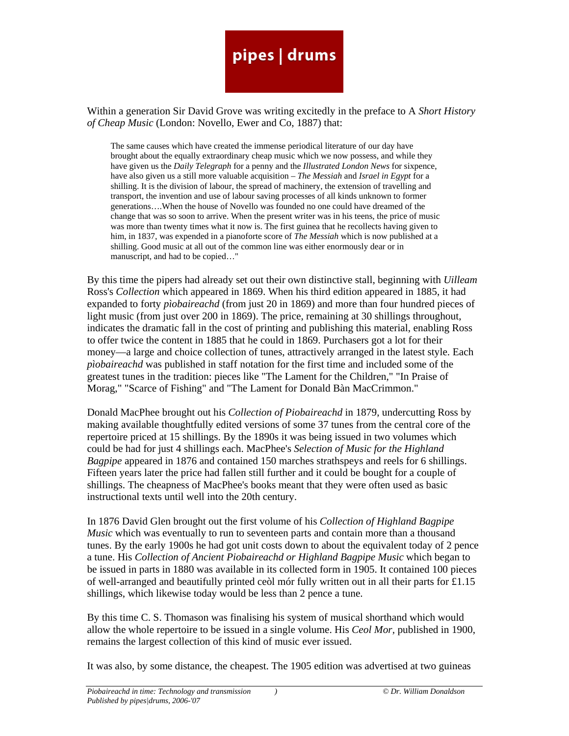Within a generation Sir David Grove was writing excitedly in the preface to A *Short History of Cheap Music* (London: Novello, Ewer and Co, 1887) that:

> The same causes which have created the immense periodical literature of our day have brought about the equally extraordinary cheap music which we now possess, and while they have given us the *Daily Telegraph* for a penny and the *Illustrated London News* for sixpence, have also given us a still more valuable acquisition – *The Messiah* and *Israel in Egypt* for a shilling. It is the division of labour, the spread of machinery, the extension of travelling and transport, the invention and use of labour saving processes of all kinds unknown to former generations….When the house of Novello was founded no one could have dreamed of the change that was so soon to arrive. When the present writer was in his teens, the price of music was more than twenty times what it now is. The first guinea that he recollects having given to him, in 1837, was expended in a pianoforte score of *The Messiah* which is now published at a shilling. Good music at all out of the common line was either enormously dear or in manuscript, and had to be copied…"

By this time the pipers had already set out their own distinctive stall, beginning with *Uilleam* Ross's *Collection* which appeared in 1869. When his third edition appeared in 1885, it had expanded to forty *pìobaireachd* (from just 20 in 1869) and more than four hundred pieces of light music (from just over 200 in 1869). The price, remaining at 30 shillings throughout, indicates the dramatic fall in the cost of printing and publishing this material, enabling Ross to offer twice the content in 1885 that he could in 1869. Purchasers got a lot for their money—a large and choice collection of tunes, attractively arranged in the latest style. Each *pìobaireachd* was published in staff notation for the first time and included some of the greatest tunes in the tradition: pieces like "The Lament for the Children," "In Praise of Morag," "Scarce of Fishing" and "The Lament for Donald Bàn MacCrimmon."

Donald MacPhee brought out his *Collection of Piobaireachd* in 1879, undercutting Ross by making available thoughtfully edited versions of some 37 tunes from the central core of the repertoire priced at 15 shillings. By the 1890s it was being issued in two volumes which could be had for just 4 shillings each. MacPhee's *Selection of Music for the Highland Bagpipe* appeared in 1876 and contained 150 marches strathspeys and reels for 6 shillings. Fifteen years later the price had fallen still further and it could be bought for a couple of shillings. The cheapness of MacPhee's books meant that they were often used as basic instructional texts until well into the 20th century.

In 1876 David Glen brought out the first volume of his *Collection of Highland Bagpipe Music* which was eventually to run to seventeen parts and contain more than a thousand tunes. By the early 1900s he had got unit costs down to about the equivalent today of 2 pence a tune. His *Collection of Ancient Piobaireachd or Highland Bagpipe Music* which began to be issued in parts in 1880 was available in its collected form in 1905. It contained 100 pieces of well-arranged and beautifully printed ceòl mór fully written out in all their parts for £1.15 shillings, which likewise today would be less than 2 pence a tune.

By this time C. S. Thomason was finalising his system of musical shorthand which would allow the whole repertoire to be issued in a single volume. His *Ceol Mor,* published in 1900, remains the largest collection of this kind of music ever issued.

It was also, by some distance, the cheapest. The 1905 edition was advertised at two guineas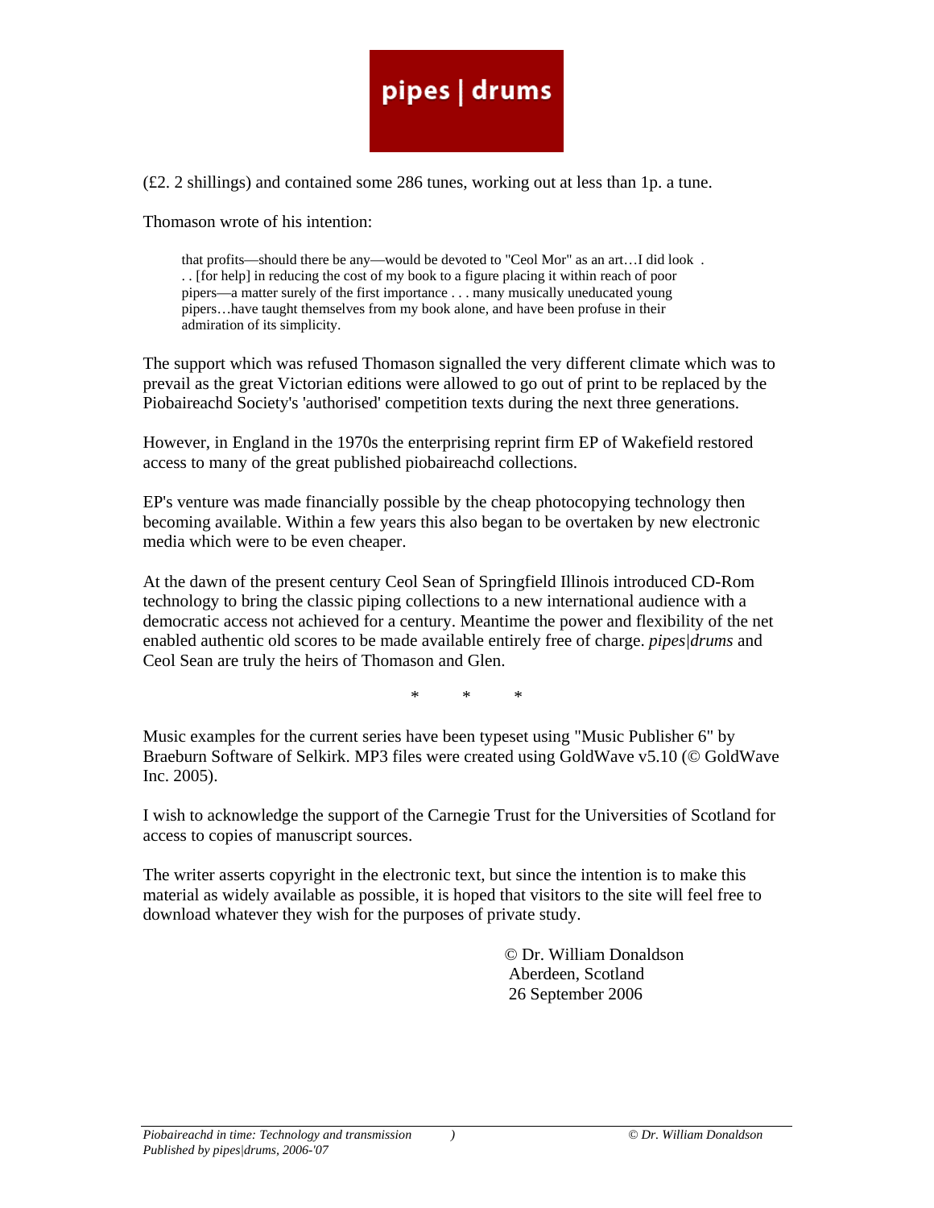(£2. 2 shillings) and contained some 286 tunes, working out at less than 1p. a tune.

Thomason wrote of his intention:

> that profits—should there be any—would be devoted to "Ceol Mor" as an art…I did look . . . [for help] in reducing the cost of my book to a figure placing it within reach of poor pipers—a matter surely of the first importance . . . many musically uneducated young pipers…have taught themselves from my book alone, and have been profuse in their admiration of its simplicity.

The support which was refused Thomason signalled the very different climate which was to prevail as the great Victorian editions were allowed to go out of print to be replaced by the Piobaireachd Society's 'authorised' competition texts during the next three generations.

However, in England in the 1970s the enterprising reprint firm EP of Wakefield restored access to many of the great published piobaireachd collections.

EP's venture was made financially possible by the cheap photocopying technology then becoming available. Within a few years this also began to be overtaken by new electronic media which were to be even cheaper.

At the dawn of the present century Ceol Sean of Springfield Illinois introduced CD-Rom technology to bring the classic piping collections to a new international audience with a democratic access not achieved for a century. Meantime the power and flexibility of the net enabled authentic old scores to be made available entirely free of charge. *pipes|drums* and Ceol Sean are truly the heirs of Thomason and Glen.

\* \* \*

Music examples for the current series have been typeset using "Music Publisher 6" by Braeburn Software of Selkirk. MP3 files were created using GoldWave v5.10 (© GoldWave Inc. 2005).

I wish to acknowledge the support of the Carnegie Trust for the Universities of Scotland for access to copies of manuscript sources.

The writer asserts copyright in the electronic text, but since the intention is to make this material as widely available as possible, it is hoped that visitors to the site will feel free to download whatever they wish for the purposes of private study.

© Dr. William Donaldson
Aberdeen, Scotland
26 September 2006